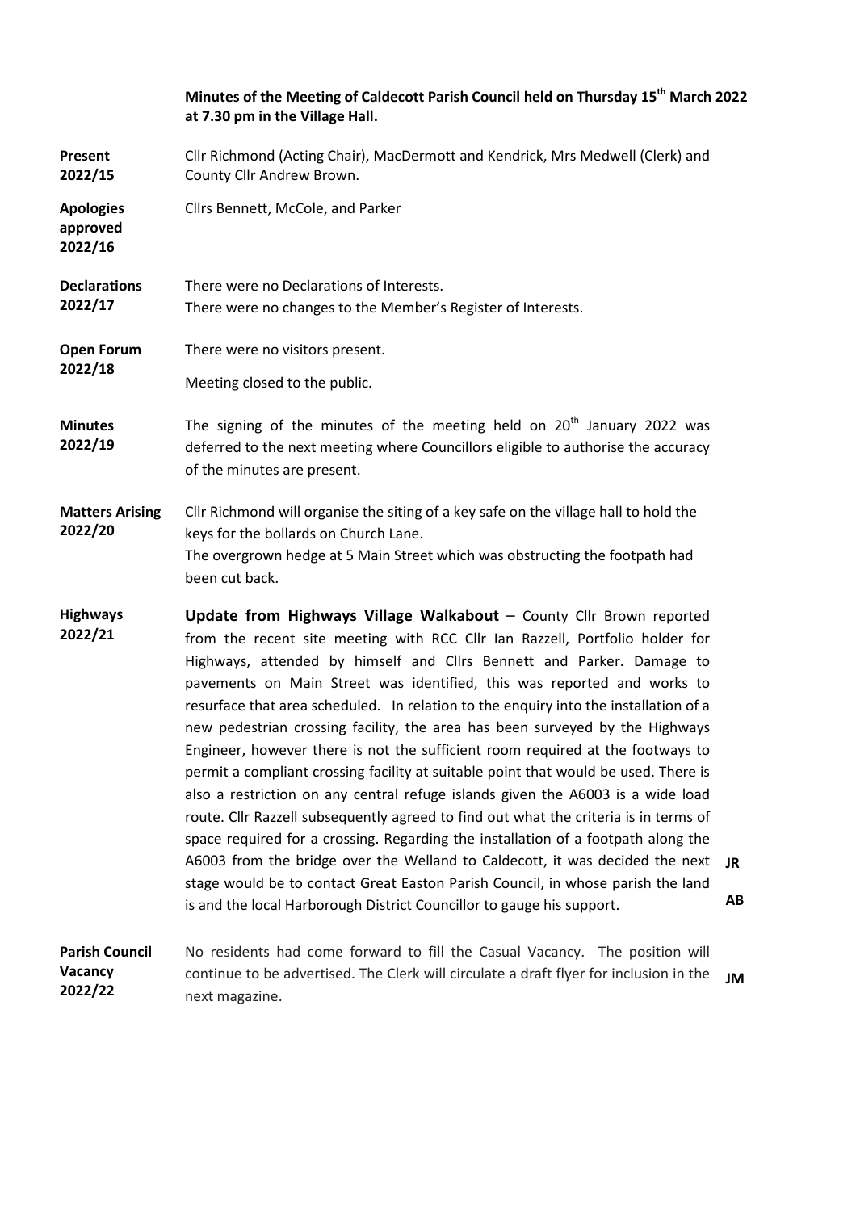**Minutes of the Meeting of Caldecott Parish Council held on Thursday 15th March 2022 at 7.30 pm in the Village Hall.**

| | | |
|---|---|---|
| **Present 2022/15** | Cllr Richmond (Acting Chair), MacDermott and Kendrick, Mrs Medwell (Clerk) and County Cllr Andrew Brown. | |
| **Apologies approved 2022/16** | Cllrs Bennett, McCole, and Parker | |
| **Declarations 2022/17** | There were no Declarations of Interests.<br>There were no changes to the Member's Register of Interests. | |
| **Open Forum 2022/18** | There were no visitors present.<br>Meeting closed to the public. | |
| **Minutes 2022/19** | The signing of the minutes of the meeting held on 20th January 2022 was deferred to the next meeting where Councillors eligible to authorise the accuracy of the minutes are present. | |
| **Matters Arising 2022/20** | Cllr Richmond will organise the siting of a key safe on the village hall to hold the keys for the bollards on Church Lane.<br>The overgrown hedge at 5 Main Street which was obstructing the footpath had been cut back. | |
| **Highways 2022/21** | **Update from Highways Village Walkabout** – County Cllr Brown reported from the recent site meeting with RCC Cllr Ian Razzell, Portfolio holder for Highways, attended by himself and Cllrs Bennett and Parker. Damage to pavements on Main Street was identified, this was reported and works to resurface that area scheduled. In relation to the enquiry into the installation of a new pedestrian crossing facility, the area has been surveyed by the Highways Engineer, however there is not the sufficient room required at the footways to permit a compliant crossing facility at suitable point that would be used. There is also a restriction on any central refuge islands given the A6003 is a wide load route. Cllr Razzell subsequently agreed to find out what the criteria is in terms of space required for a crossing. Regarding the installation of a footpath along the A6003 from the bridge over the Welland to Caldecott, it was decided the next stage would be to contact Great Easton Parish Council, in whose parish the land is and the local Harborough District Councillor to gauge his support. | **JR**<br>**AB** |
| **Parish Council Vacancy 2022/22** | No residents had come forward to fill the Casual Vacancy. The position will continue to be advertised. The Clerk will circulate a draft flyer for inclusion in the next magazine. | **JM** |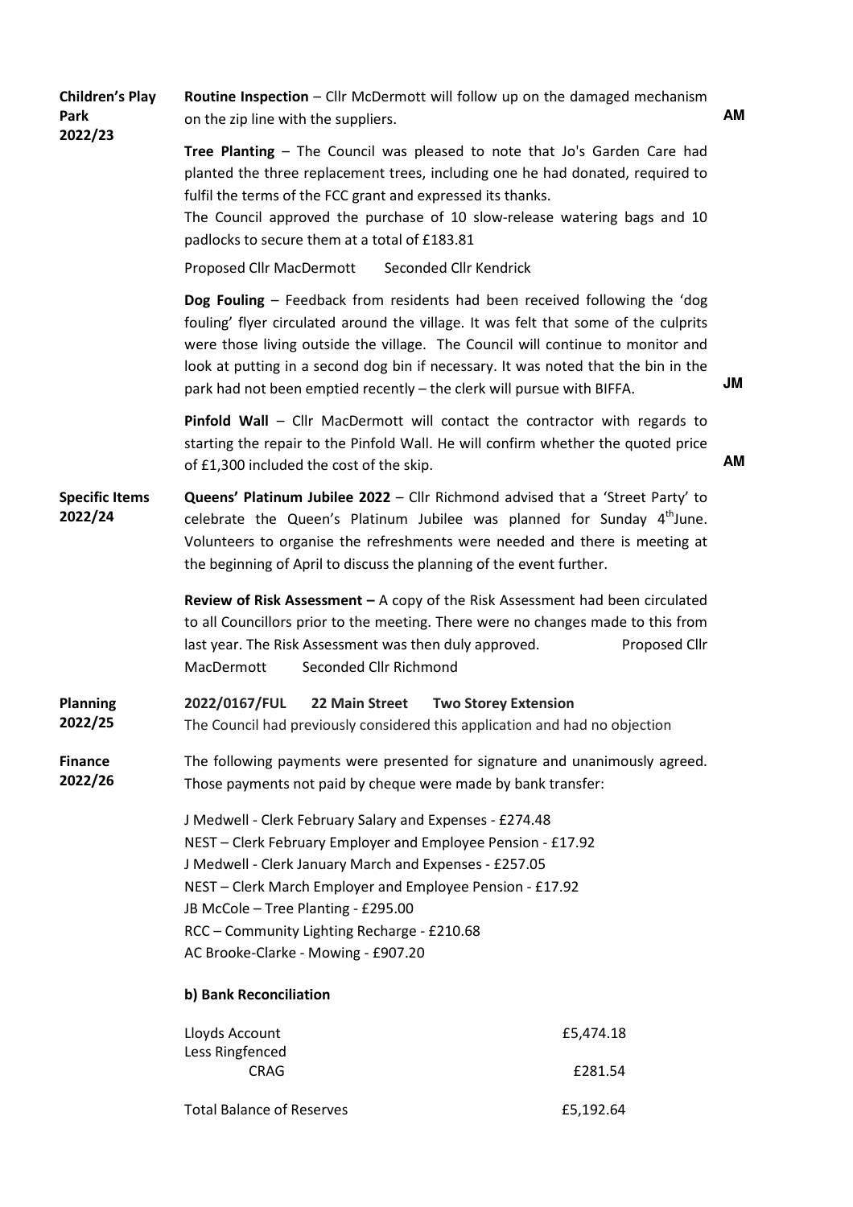**Children's Play Park 2022/23**

**Routine Inspection** – Cllr McDermott will follow up on the damaged mechanism on the zip line with the suppliers. **AM**

**Tree Planting** – The Council was pleased to note that Jo's Garden Care had planted the three replacement trees, including one he had donated, required to fulfil the terms of the FCC grant and expressed its thanks.
The Council approved the purchase of 10 slow-release watering bags and 10 padlocks to secure them at a total of £183.81

Proposed Cllr MacDermott    Seconded Cllr Kendrick

**Dog Fouling** – Feedback from residents had been received following the 'dog fouling' flyer circulated around the village. It was felt that some of the culprits were those living outside the village. The Council will continue to monitor and look at putting in a second dog bin if necessary. It was noted that the bin in the park had not been emptied recently – the clerk will pursue with BIFFA. **JM**

**Pinfold Wall** – Cllr MacDermott will contact the contractor with regards to starting the repair to the Pinfold Wall. He will confirm whether the quoted price of £1,300 included the cost of the skip. **AM**

**Specific Items 2022/24**

**Queens' Platinum Jubilee 2022** – Cllr Richmond advised that a 'Street Party' to celebrate the Queen's Platinum Jubilee was planned for Sunday 4th June. Volunteers to organise the refreshments were needed and there is meeting at the beginning of April to discuss the planning of the event further.

**Review of Risk Assessment –** A copy of the Risk Assessment had been circulated to all Councillors prior to the meeting. There were no changes made to this from last year. The Risk Assessment was then duly approved.    Proposed Cllr MacDermott    Seconded Cllr Richmond

**Planning 2022/25**

**2022/0167/FUL    22 Main Street    Two Storey Extension**
The Council had previously considered this application and had no objection

**Finance 2022/26**

The following payments were presented for signature and unanimously agreed. Those payments not paid by cheque were made by bank transfer:

J Medwell - Clerk February Salary and Expenses - £274.48
NEST – Clerk February Employer and Employee Pension - £17.92
J Medwell - Clerk January March and Expenses - £257.05
NEST – Clerk March Employer and Employee Pension - £17.92
JB McCole – Tree Planting - £295.00
RCC – Community Lighting Recharge - £210.68
AC Brooke-Clarke - Mowing - £907.20

**b) Bank Reconciliation**

| | |
|---|---|
| Lloyds Account | £5,474.18 |
| Less Ringfenced CRAG | £281.54 |
| Total Balance of Reserves | £5,192.64 |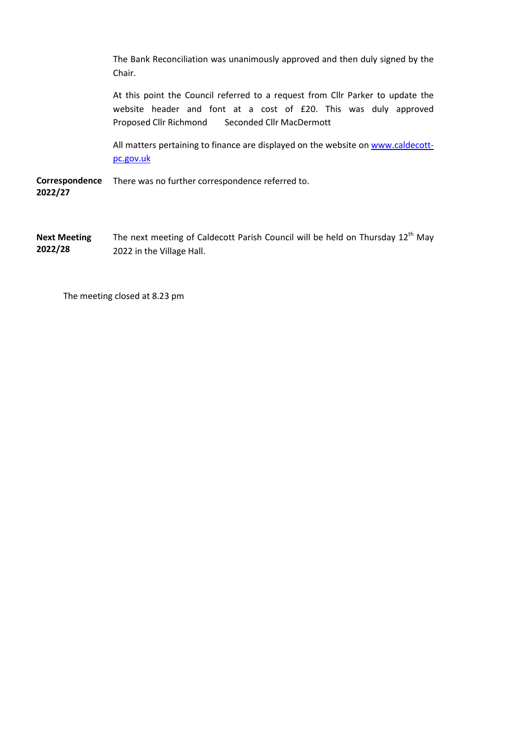The Bank Reconciliation was unanimously approved and then duly signed by the Chair.

At this point the Council referred to a request from Cllr Parker to update the website header and font at a cost of £20. This was duly approved
Proposed Cllr Richmond Seconded Cllr MacDermott

All matters pertaining to finance are displayed on the website on [www.caldecott-pc.gov.uk](http://www.caldecott-pc.gov.uk)

**Correspondence 2022/27** There was no further correspondence referred to.

**Next Meeting 2022/28** The next meeting of Caldecott Parish Council will be held on Thursday 12th May 2022 in the Village Hall.

The meeting closed at 8.23 pm